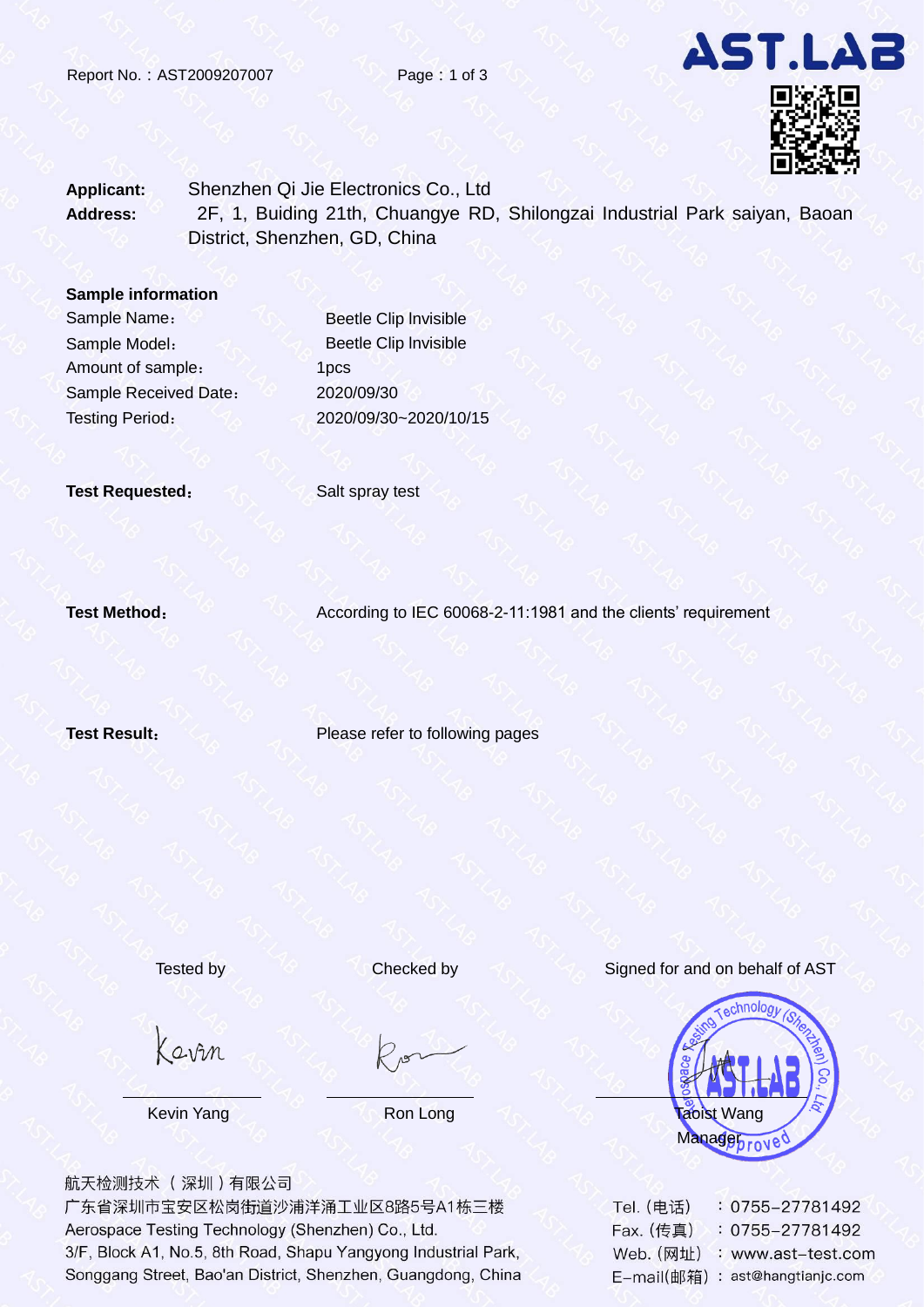Report No.：AST2009207007

**AST.LAB**

**Applicant:** Shenzhen Qi Jie Electronics Co., Ltd

**Address:** 2F, 1, Buiding 21th, Chuangye RD, Shilongzai Industrial Park saiyan, Baoan District, Shenzhen, GD, China

**Sample information**

| | |
|---|---|
| Sample Name： | Beetle Clip Invisible |
| Sample Model： | Beetle Clip Invisible |
| Amount of sample： | 1pcs |
| Sample Received Date： | 2020/09/30 |
| Testing Period： | 2020/09/30~2020/10/15 |

**Test Requested：** Salt spray test

**Test Method：** According to IEC 60068-2-11:1981 and the clients' requirement

**Test Result：** Please refer to following pages

| Tested by | Checked by | Signed for and on behalf of AST |
|---|---|---|
| Kevin | Ron | |
| Kevin Yang | Ron Long | Taoist Wang<br>Manager |

Aerospace Testing Technology (Shenzhen) Co., Ltd. Approved

航天检测技术（深圳）有限公司
广东省深圳市宝安区松岗街道沙浦洋涌工业区8路5号A1栋三楼
Aerospace Testing Technology (Shenzhen) Co., Ltd.
3/F, Block A1, No.5, 8th Road, Shapu Yangyong Industrial Park, Songgang Street, Bao'an District, Shenzhen, Guangdong, China

Tel.（电话）：0755-27781492
Fax.（传真）：0755-27781492
Web.（网址）：www.ast-test.com
E-mail(邮箱)：ast@hangtianjc.com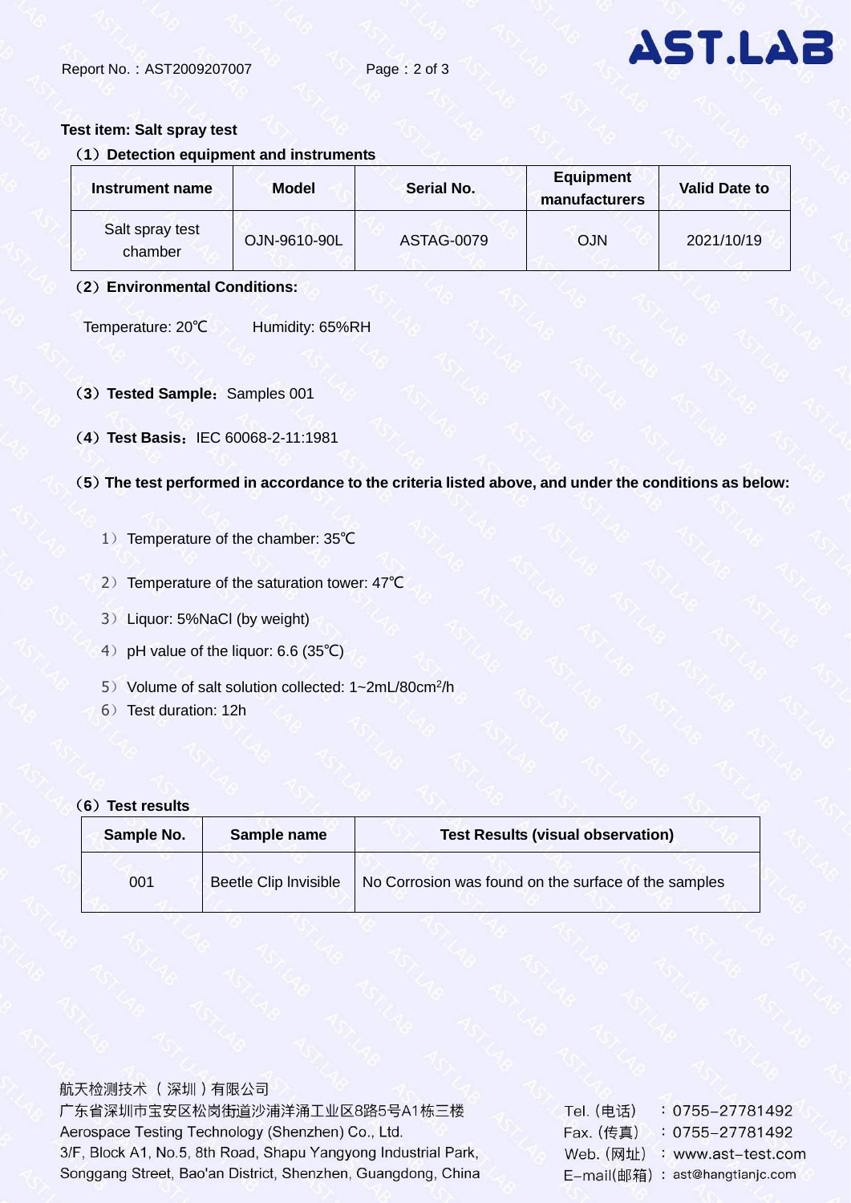**Test item: Salt spray test**

**（1）Detection equipment and instruments**

| Instrument name | Model | Serial No. | Equipment manufacturers | Valid Date to |
|---|---|---|---|---|
| Salt spray test chamber | OJN-9610-90L | ASTAG-0079 | OJN | 2021/10/19 |

**（2）Environmental Conditions:**

Temperature: 20℃　　Humidity: 65%RH

**（3）Tested Sample：** Samples 001

**（4）Test Basis：** IEC 60068-2-11:1981

**（5）The test performed in accordance to the criteria listed above, and under the conditions as below:**

1）Temperature of the chamber: 35℃

2）Temperature of the saturation tower: 47℃

3）Liquor: 5%NaCl (by weight)

4）pH value of the liquor: 6.6 (35℃)

5）Volume of salt solution collected: 1~2mL/80cm$^2$/h

6）Test duration: 12h

**（6）Test results**

| Sample No. | Sample name | Test Results (visual observation) |
|---|---|---|
| 001 | Beetle Clip Invisible | No Corrosion was found on the surface of the samples |

航天检测技术（深圳）有限公司
广东省深圳市宝安区松岗街道沙浦洋涌工业区8路5号A1栋三楼
Aerospace Testing Technology (Shenzhen) Co., Ltd.
3/F, Block A1, No.5, 8th Road, Shapu Yangyong Industrial Park, Songgang Street, Bao'an District, Shenzhen, Guangdong, China

Tel.（电话）：0755-27781492
Fax.（传真）：0755-27781492
Web.（网址）：www.ast-test.com
E-mail(邮箱)：ast@hangtianjc.com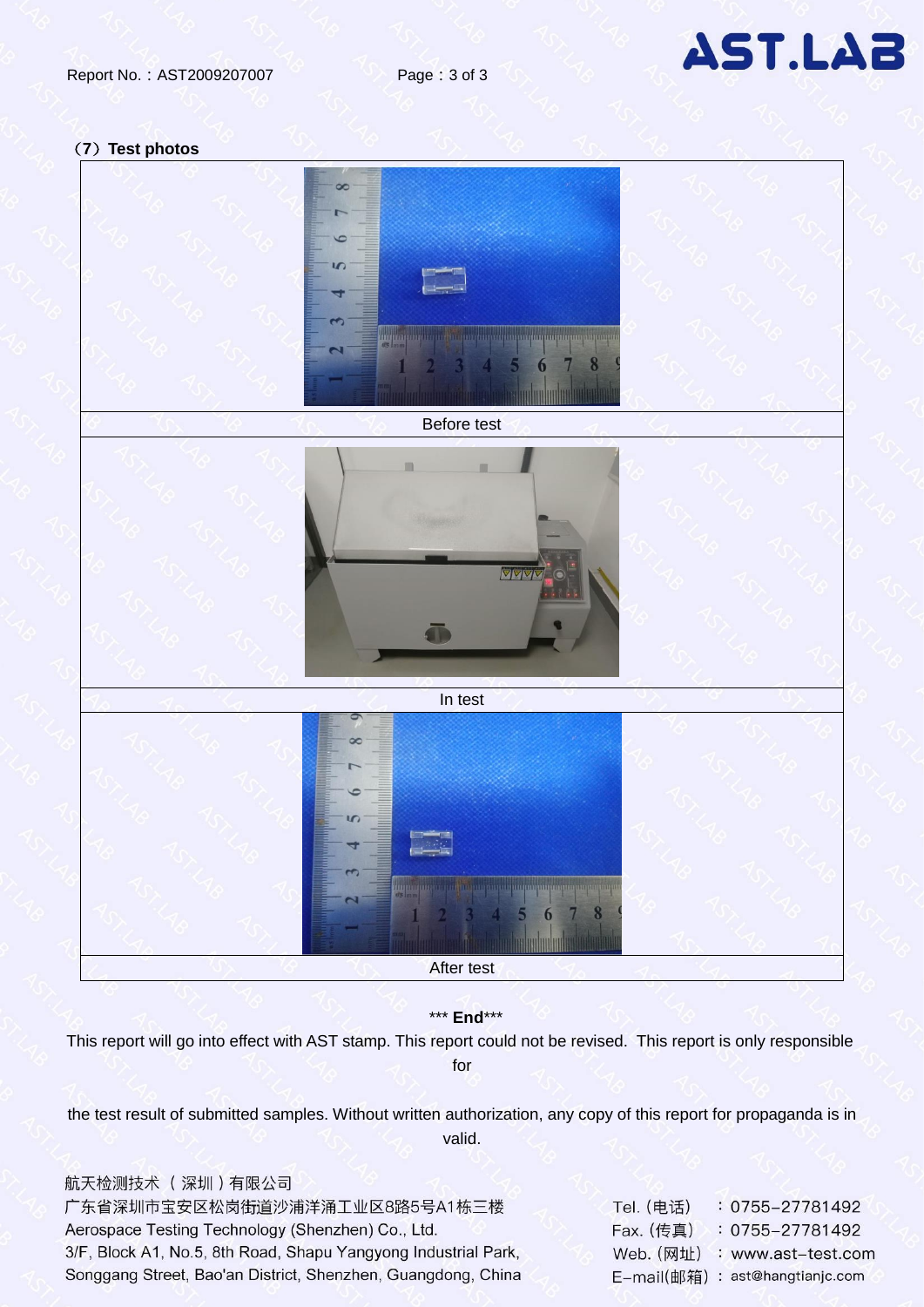（7）**Test photos**

Before test

In test

After test

*** **End*****

This report will go into effect with AST stamp. This report could not be revised. This report is only responsible for

the test result of submitted samples. Without written authorization, any copy of this report for propaganda is in valid.

航天检测技术（深圳）有限公司
广东省深圳市宝安区松岗街道沙浦洋涌工业区8路5号A1栋三楼
Aerospace Testing Technology (Shenzhen) Co., Ltd.
3/F, Block A1, No.5, 8th Road, Shapu Yangyong Industrial Park, Songgang Street, Bao'an District, Shenzhen, Guangdong, China

Tel.（电话）：0755-27781492
Fax.（传真）：0755-27781492
Web.（网址）：www.ast-test.com
E-mail(邮箱)：ast@hangtianjc.com